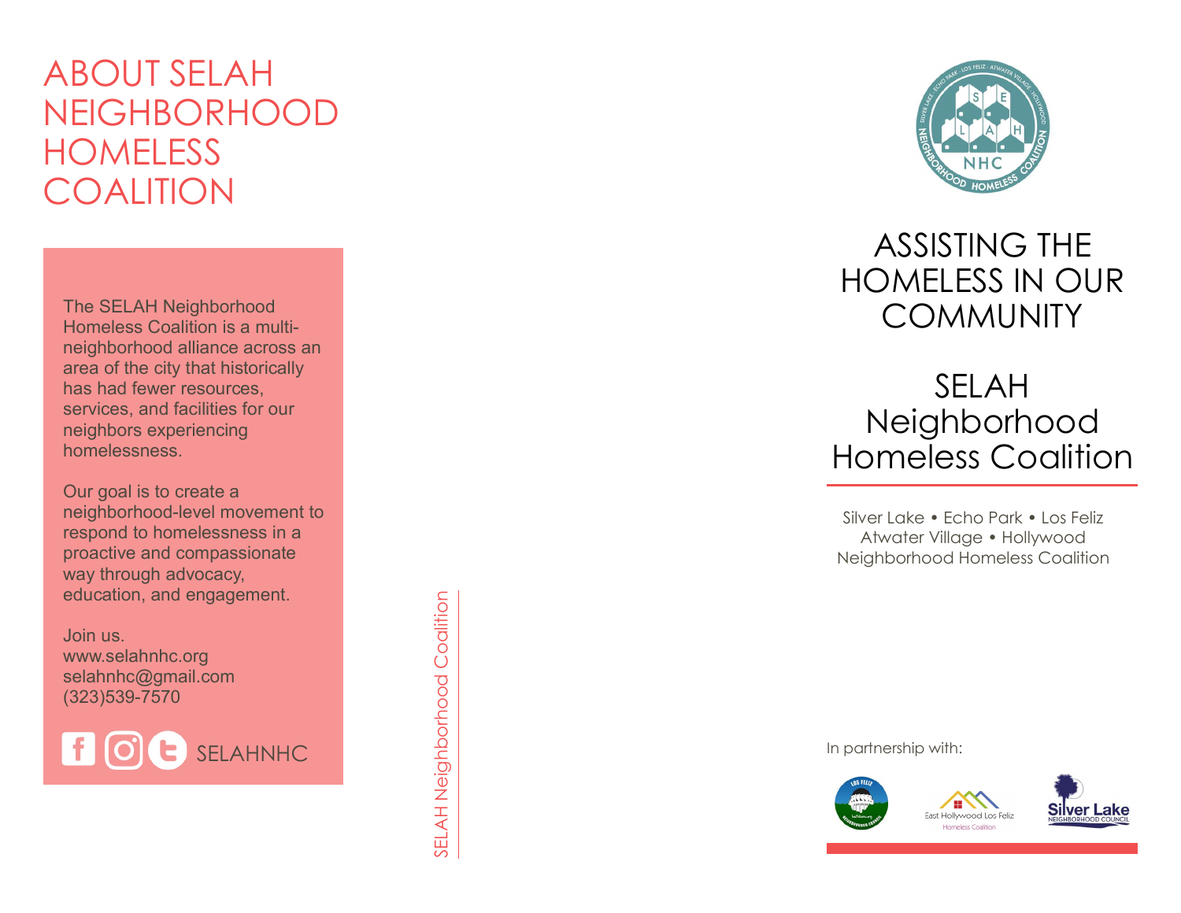# ABOUT SELAH NEIGHBORHOOD HOMELESS COALITION

The SELAH Neighborhood Homeless Coalition is a multi-neighborhood alliance across an area of the city that historically has had fewer resources, services, and facilities for our neighbors experiencing homelessness.

Our goal is to create a neighborhood-level movement to respond to homelessness in a proactive and compassionate way through advocacy, education, and engagement.

Join us.
www.selahnhc.org
selahnhc@gmail.com
(323)539-7570

SELAHNHC

SELAH Neighborhood Coalition

# ASSISTING THE HOMELESS IN OUR COMMUNITY

## SELAH Neighborhood Homeless Coalition

Silver Lake • Echo Park • Los Feliz
Atwater Village • Hollywood
Neighborhood Homeless Coalition

In partnership with:

Los Feliz Neighborhood Council • East Hollywood Los Feliz Homeless Coalition • Silver Lake Neighborhood Council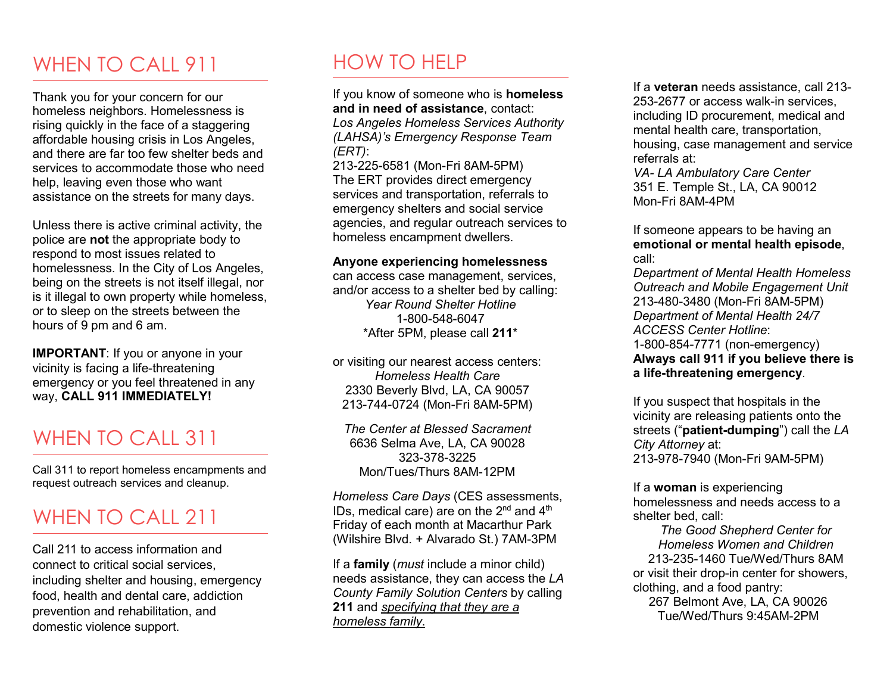## WHEN TO CALL 911

Thank you for your concern for our homeless neighbors. Homelessness is rising quickly in the face of a staggering affordable housing crisis in Los Angeles, and there are far too few shelter beds and services to accommodate those who need help, leaving even those who want assistance on the streets for many days.

Unless there is active criminal activity, the police are **not** the appropriate body to respond to most issues related to homelessness. In the City of Los Angeles, being on the streets is not itself illegal, nor is it illegal to own property while homeless, or to sleep on the streets between the hours of 9 pm and 6 am.

**IMPORTANT**: If you or anyone in your vicinity is facing a life-threatening emergency or you feel threatened in any way, **CALL 911 IMMEDIATELY!**

## WHEN TO CALL 311

Call 311 to report homeless encampments and request outreach services and cleanup.

## WHEN TO CALL 211

Call 211 to access information and connect to critical social services, including shelter and housing, emergency food, health and dental care, addiction prevention and rehabilitation, and domestic violence support.

## HOW TO HELP

If you know of someone who is **homeless and in need of assistance**, contact:
*Los Angeles Homeless Services Authority (LAHSA)'s Emergency Response Team (ERT)*:
213-225-6581 (Mon-Fri 8AM-5PM)
The ERT provides direct emergency services and transportation, referrals to emergency shelters and social service agencies, and regular outreach services to homeless encampment dwellers.

**Anyone experiencing homelessness** can access case management, services, and/or access to a shelter bed by calling:

*Year Round Shelter Hotline*
1-800-548-6047
*After 5PM, please call **211***

or visiting our nearest access centers:

*Homeless Health Care*
2330 Beverly Blvd, LA, CA 90057
213-744-0724 (Mon-Fri 8AM-5PM)

*The Center at Blessed Sacrament*
6636 Selma Ave, LA, CA 90028
323-378-3225
Mon/Tues/Thurs 8AM-12PM

*Homeless Care Days* (CES assessments, IDs, medical care) are on the 2nd and 4th Friday of each month at Macarthur Park (Wilshire Blvd. + Alvarado St.) 7AM-3PM

If a **family** (*must* include a minor child) needs assistance, they can access the *LA County Family Solution Centers* by calling **211** and *specifying that they are a homeless family*.

If a **veteran** needs assistance, call 213-253-2677 or access walk-in services, including ID procurement, medical and mental health care, transportation, housing, case management and service referrals at:
*VA- LA Ambulatory Care Center*
351 E. Temple St., LA, CA 90012
Mon-Fri 8AM-4PM

If someone appears to be having an **emotional or mental health episode**, call:
*Department of Mental Health Homeless Outreach and Mobile Engagement Unit*
213-480-3480 (Mon-Fri 8AM-5PM)
*Department of Mental Health 24/7 ACCESS Center Hotline*:
1-800-854-7771 (non-emergency)
**Always call 911 if you believe there is a life-threatening emergency**.

If you suspect that hospitals in the vicinity are releasing patients onto the streets ("**patient-dumping**") call the *LA City Attorney* at:
213-978-7940 (Mon-Fri 9AM-5PM)

If a **woman** is experiencing homelessness and needs access to a shelter bed, call:

*The Good Shepherd Center for Homeless Women and Children*
213-235-1460 Tue/Wed/Thurs 8AM

or visit their drop-in center for showers, clothing, and a food pantry:

267 Belmont Ave, LA, CA 90026
Tue/Wed/Thurs 9:45AM-2PM